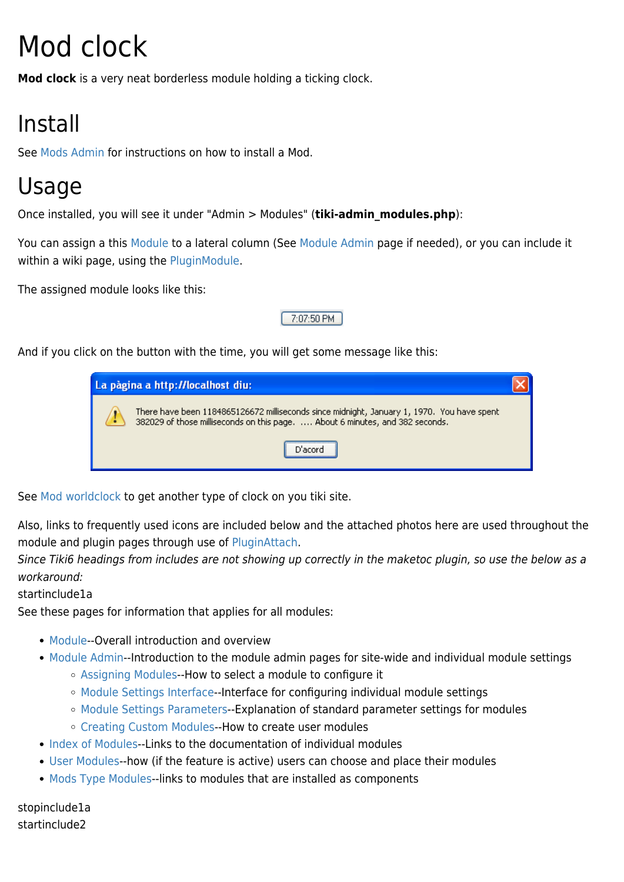# Mod clock

**Mod clock** is a very neat borderless module holding a ticking clock.

# Install

See Mods Admin for instructions on how to install a Mod.

# Usage

Once installed, you will see it under "Admin > Modules" (**tiki-admin_modules.php**):

You can assign a this Module to a lateral column (See Module Admin page if needed), or you can include it within a wiki page, using the PluginModule.

The assigned module looks like this:

7:07:50 PM

And if you click on the button with the time, you will get some message like this:

La pàgina a http://localhost diu:

There have been 1184865126672 milliseconds since midnight, January 1, 1970. You have spent 382029 of those milliseconds on this page. .... About 6 minutes, and 382 seconds.

D'acord

See Mod worldclock to get another type of clock on you tiki site.

Also, links to frequently used icons are included below and the attached photos here are used throughout the module and plugin pages through use of PluginAttach.
*Since Tiki6 headings from includes are not showing up correctly in the maketoc plugin, so use the below as a workaround:*
startinclude1a
See these pages for information that applies for all modules:

- Module--Overall introduction and overview
- Module Admin--Introduction to the module admin pages for site-wide and individual module settings
  - Assigning Modules--How to select a module to configure it
  - Module Settings Interface--Interface for configuring individual module settings
  - Module Settings Parameters--Explanation of standard parameter settings for modules
  - Creating Custom Modules--How to create user modules
- Index of Modules--Links to the documentation of individual modules
- User Modules--how (if the feature is active) users can choose and place their modules
- Mods Type Modules--links to modules that are installed as components

stopinclude1a
startinclude2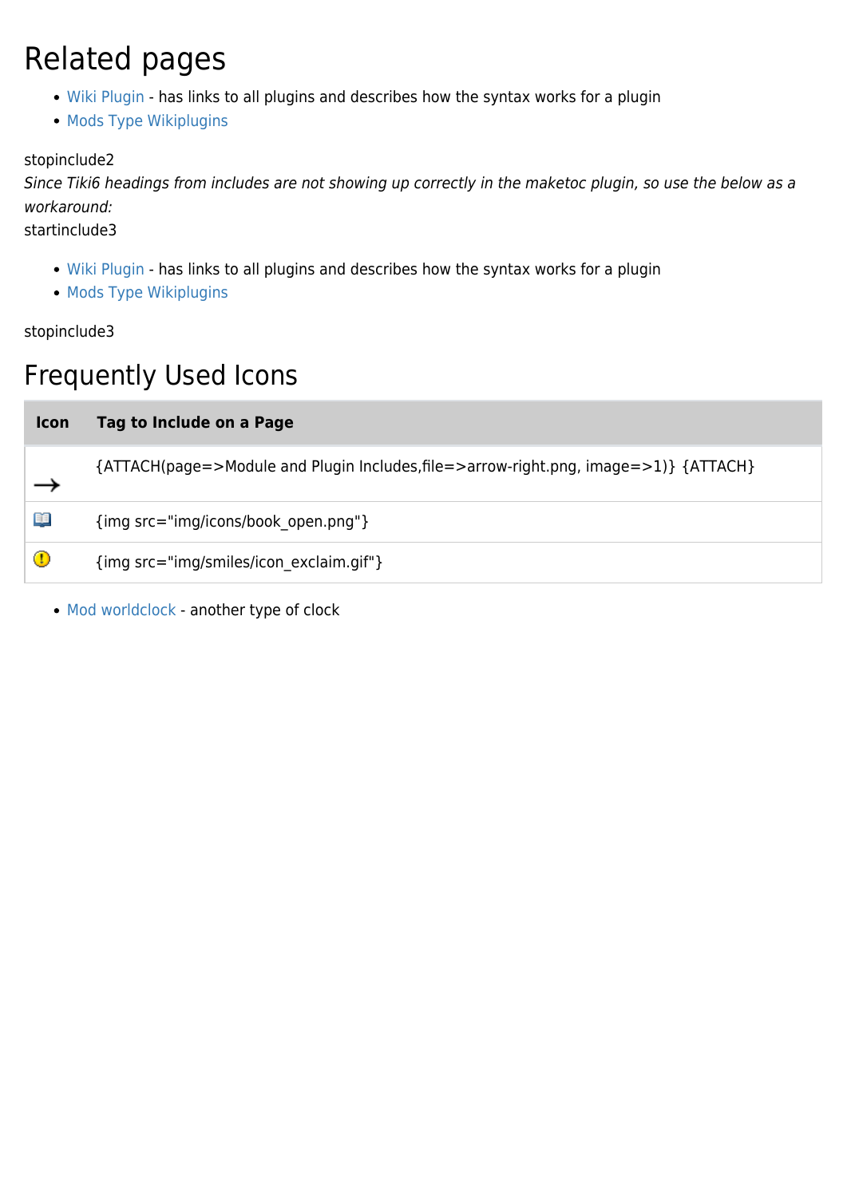# Related pages

- Wiki Plugin - has links to all plugins and describes how the syntax works for a plugin
- Mods Type Wikiplugins

stopinclude2

*Since Tiki6 headings from includes are not showing up correctly in the maketoc plugin, so use the below as a workaround:*

startinclude3

- Wiki Plugin - has links to all plugins and describes how the syntax works for a plugin
- Mods Type Wikiplugins

stopinclude3

# Frequently Used Icons

| Icon | Tag to Include on a Page |
| --- | --- |
| → | {ATTACH(page=>Module and Plugin Includes,file=>arrow-right.png, image=>1)} {ATTACH} |
| | {img src="img/icons/book_open.png"} |
| | {img src="img/smiles/icon_exclaim.gif"} |

- Mod worldclock - another type of clock